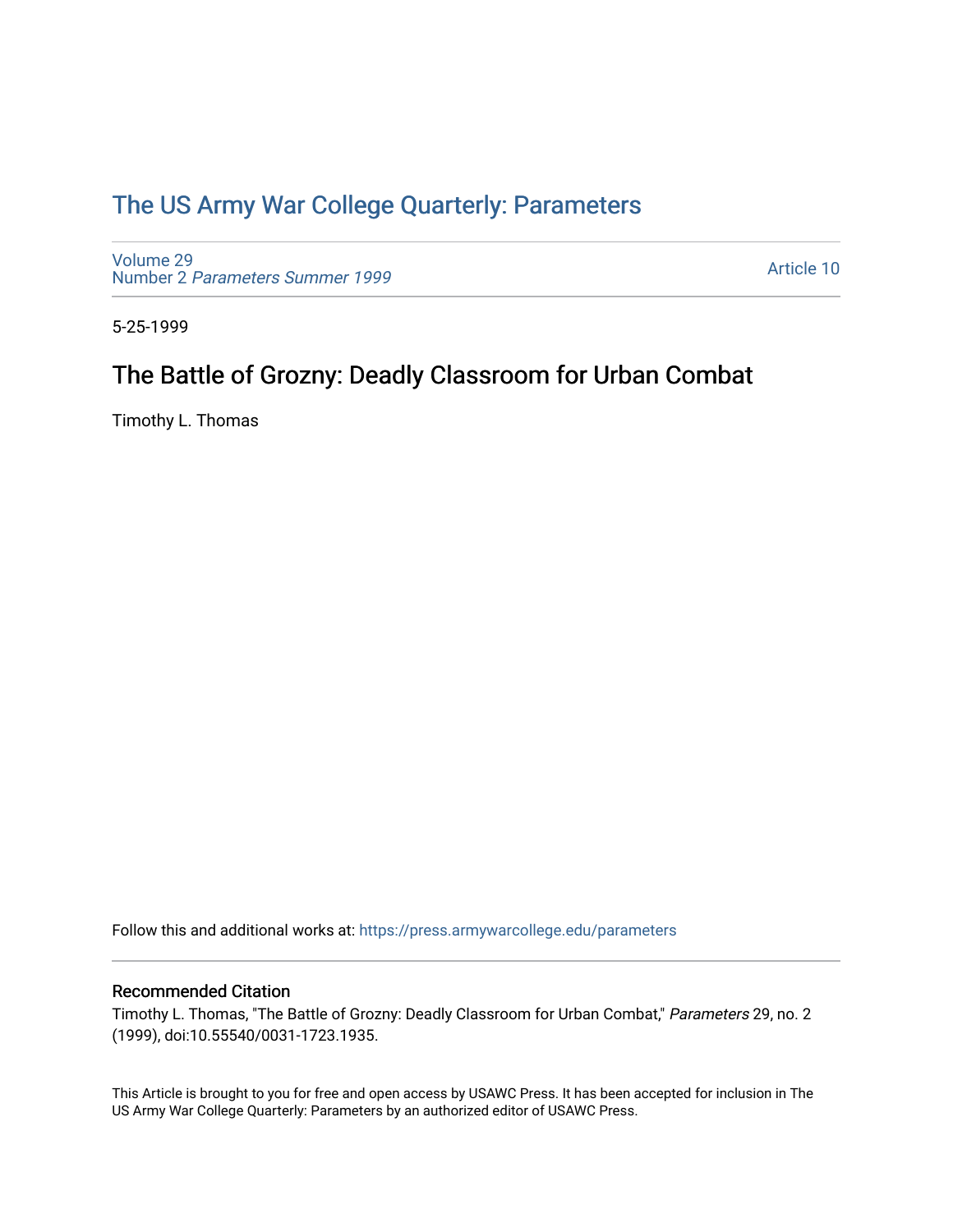# The US Army War College Quarterly: Parameters

Volume 29
Number 2 *Parameters Summer 1999*

Article 10

5-25-1999

## The Battle of Grozny: Deadly Classroom for Urban Combat

Timothy L. Thomas

Follow this and additional works at: https://press.armywarcollege.edu/parameters

### Recommended Citation

Timothy L. Thomas, "The Battle of Grozny: Deadly Classroom for Urban Combat," *Parameters* 29, no. 2 (1999), doi:10.55540/0031-1723.1935.

This Article is brought to you for free and open access by USAWC Press. It has been accepted for inclusion in The US Army War College Quarterly: Parameters by an authorized editor of USAWC Press.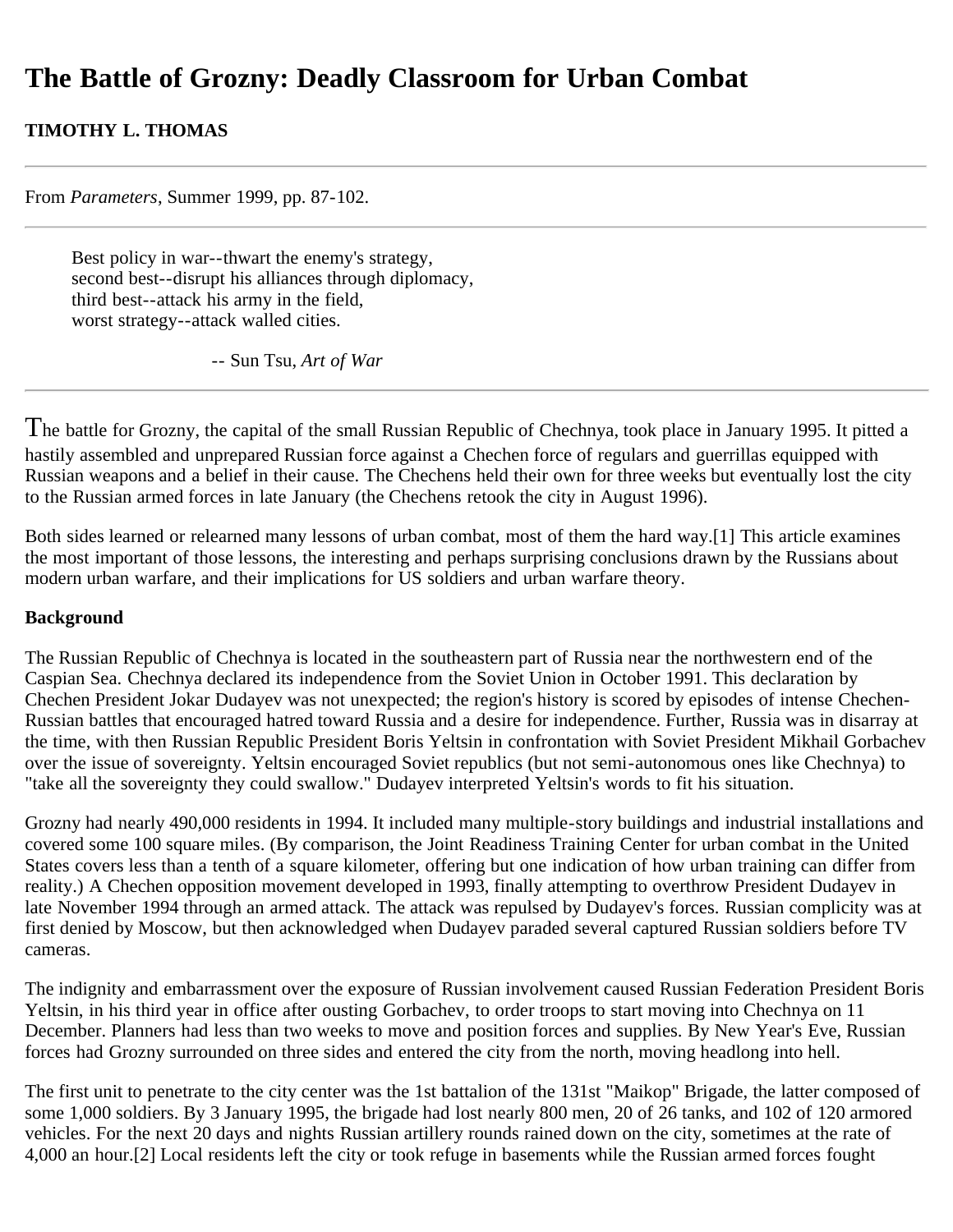# The Battle of Grozny: Deadly Classroom for Urban Combat

**TIMOTHY L. THOMAS**

From *Parameters*, Summer 1999, pp. 87-102.

> Best policy in war--thwart the enemy's strategy,
> second best--disrupt his alliances through diplomacy,
> third best--attack his army in the field,
> worst strategy--attack walled cities.
>
> -- Sun Tsu, *Art of War*

The battle for Grozny, the capital of the small Russian Republic of Chechnya, took place in January 1995. It pitted a hastily assembled and unprepared Russian force against a Chechen force of regulars and guerrillas equipped with Russian weapons and a belief in their cause. The Chechens held their own for three weeks but eventually lost the city to the Russian armed forces in late January (the Chechens retook the city in August 1996).

Both sides learned or relearned many lessons of urban combat, most of them the hard way.[1] This article examines the most important of those lessons, the interesting and perhaps surprising conclusions drawn by the Russians about modern urban warfare, and their implications for US soldiers and urban warfare theory.

**Background**

The Russian Republic of Chechnya is located in the southeastern part of Russia near the northwestern end of the Caspian Sea. Chechnya declared its independence from the Soviet Union in October 1991. This declaration by Chechen President Jokar Dudayev was not unexpected; the region's history is scored by episodes of intense Chechen-Russian battles that encouraged hatred toward Russia and a desire for independence. Further, Russia was in disarray at the time, with then Russian Republic President Boris Yeltsin in confrontation with Soviet President Mikhail Gorbachev over the issue of sovereignty. Yeltsin encouraged Soviet republics (but not semi-autonomous ones like Chechnya) to "take all the sovereignty they could swallow." Dudayev interpreted Yeltsin's words to fit his situation.

Grozny had nearly 490,000 residents in 1994. It included many multiple-story buildings and industrial installations and covered some 100 square miles. (By comparison, the Joint Readiness Training Center for urban combat in the United States covers less than a tenth of a square kilometer, offering but one indication of how urban training can differ from reality.) A Chechen opposition movement developed in 1993, finally attempting to overthrow President Dudayev in late November 1994 through an armed attack. The attack was repulsed by Dudayev's forces. Russian complicity was at first denied by Moscow, but then acknowledged when Dudayev paraded several captured Russian soldiers before TV cameras.

The indignity and embarrassment over the exposure of Russian involvement caused Russian Federation President Boris Yeltsin, in his third year in office after ousting Gorbachev, to order troops to start moving into Chechnya on 11 December. Planners had less than two weeks to move and position forces and supplies. By New Year's Eve, Russian forces had Grozny surrounded on three sides and entered the city from the north, moving headlong into hell.

The first unit to penetrate to the city center was the 1st battalion of the 131st "Maikop" Brigade, the latter composed of some 1,000 soldiers. By 3 January 1995, the brigade had lost nearly 800 men, 20 of 26 tanks, and 102 of 120 armored vehicles. For the next 20 days and nights Russian artillery rounds rained down on the city, sometimes at the rate of 4,000 an hour.[2] Local residents left the city or took refuge in basements while the Russian armed forces fought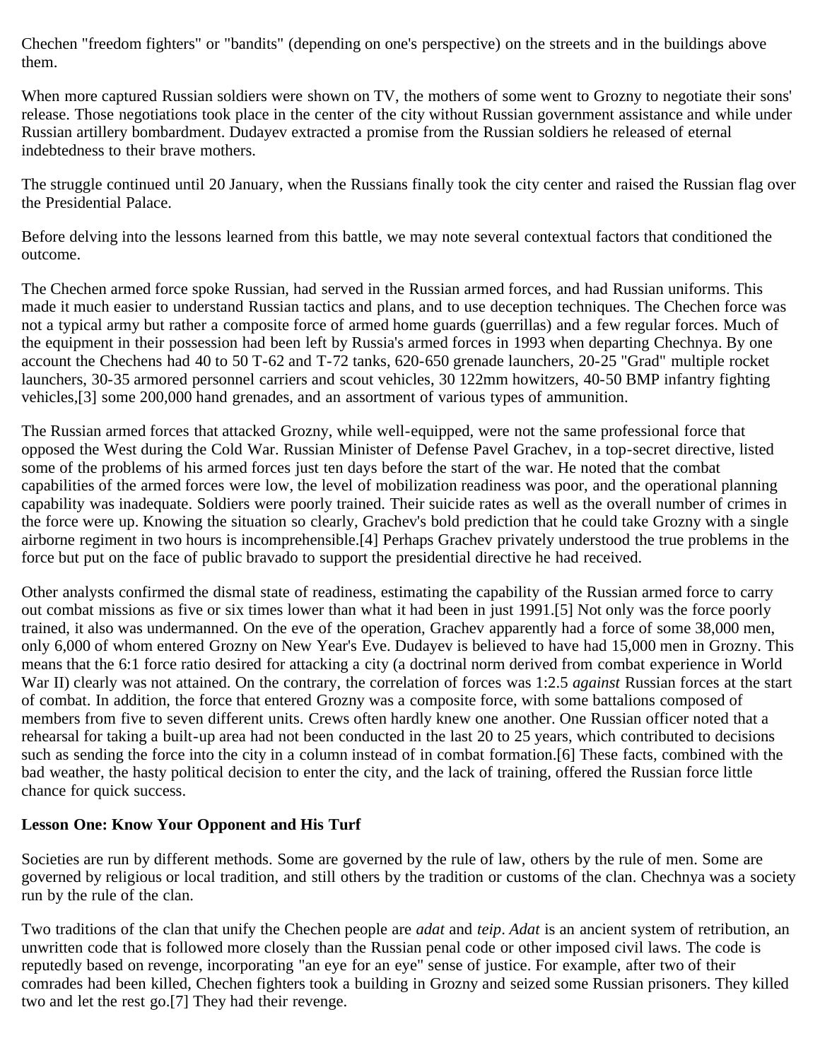Chechen "freedom fighters" or "bandits" (depending on one's perspective) on the streets and in the buildings above them.

When more captured Russian soldiers were shown on TV, the mothers of some went to Grozny to negotiate their sons' release. Those negotiations took place in the center of the city without Russian government assistance and while under Russian artillery bombardment. Dudayev extracted a promise from the Russian soldiers he released of eternal indebtedness to their brave mothers.

The struggle continued until 20 January, when the Russians finally took the city center and raised the Russian flag over the Presidential Palace.

Before delving into the lessons learned from this battle, we may note several contextual factors that conditioned the outcome.

The Chechen armed force spoke Russian, had served in the Russian armed forces, and had Russian uniforms. This made it much easier to understand Russian tactics and plans, and to use deception techniques. The Chechen force was not a typical army but rather a composite force of armed home guards (guerrillas) and a few regular forces. Much of the equipment in their possession had been left by Russia's armed forces in 1993 when departing Chechnya. By one account the Chechens had 40 to 50 T-62 and T-72 tanks, 620-650 grenade launchers, 20-25 "Grad" multiple rocket launchers, 30-35 armored personnel carriers and scout vehicles, 30 122mm howitzers, 40-50 BMP infantry fighting vehicles,[3] some 200,000 hand grenades, and an assortment of various types of ammunition.

The Russian armed forces that attacked Grozny, while well-equipped, were not the same professional force that opposed the West during the Cold War. Russian Minister of Defense Pavel Grachev, in a top-secret directive, listed some of the problems of his armed forces just ten days before the start of the war. He noted that the combat capabilities of the armed forces were low, the level of mobilization readiness was poor, and the operational planning capability was inadequate. Soldiers were poorly trained. Their suicide rates as well as the overall number of crimes in the force were up. Knowing the situation so clearly, Grachev's bold prediction that he could take Grozny with a single airborne regiment in two hours is incomprehensible.[4] Perhaps Grachev privately understood the true problems in the force but put on the face of public bravado to support the presidential directive he had received.

Other analysts confirmed the dismal state of readiness, estimating the capability of the Russian armed force to carry out combat missions as five or six times lower than what it had been in just 1991.[5] Not only was the force poorly trained, it also was undermanned. On the eve of the operation, Grachev apparently had a force of some 38,000 men, only 6,000 of whom entered Grozny on New Year's Eve. Dudayev is believed to have had 15,000 men in Grozny. This means that the 6:1 force ratio desired for attacking a city (a doctrinal norm derived from combat experience in World War II) clearly was not attained. On the contrary, the correlation of forces was 1:2.5 *against* Russian forces at the start of combat. In addition, the force that entered Grozny was a composite force, with some battalions composed of members from five to seven different units. Crews often hardly knew one another. One Russian officer noted that a rehearsal for taking a built-up area had not been conducted in the last 20 to 25 years, which contributed to decisions such as sending the force into the city in a column instead of in combat formation.[6] These facts, combined with the bad weather, the hasty political decision to enter the city, and the lack of training, offered the Russian force little chance for quick success.

**Lesson One: Know Your Opponent and His Turf**

Societies are run by different methods. Some are governed by the rule of law, others by the rule of men. Some are governed by religious or local tradition, and still others by the tradition or customs of the clan. Chechnya was a society run by the rule of the clan.

Two traditions of the clan that unify the Chechen people are *adat* and *teip*. *Adat* is an ancient system of retribution, an unwritten code that is followed more closely than the Russian penal code or other imposed civil laws. The code is reputedly based on revenge, incorporating "an eye for an eye" sense of justice. For example, after two of their comrades had been killed, Chechen fighters took a building in Grozny and seized some Russian prisoners. They killed two and let the rest go.[7] They had their revenge.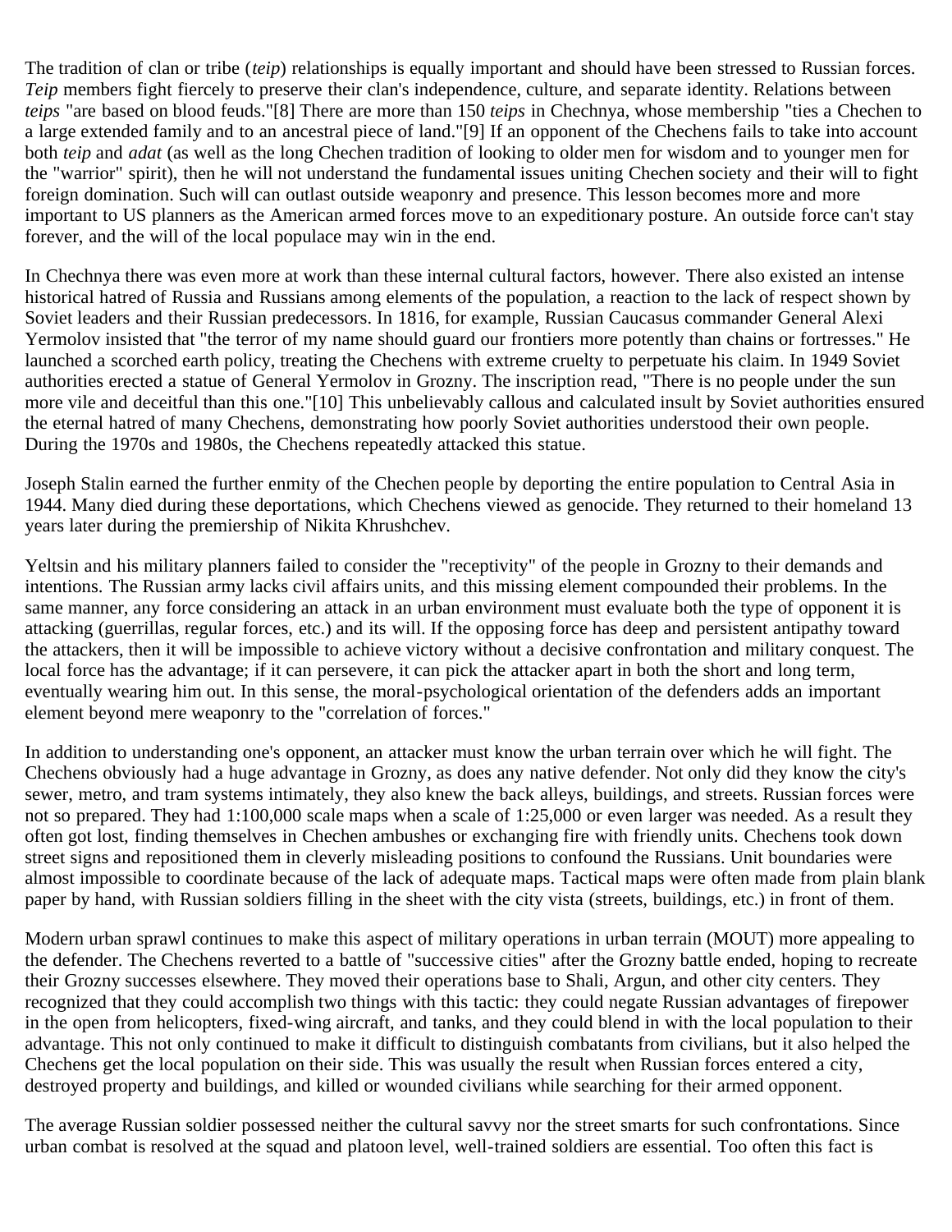The tradition of clan or tribe (*teip*) relationships is equally important and should have been stressed to Russian forces. *Teip* members fight fiercely to preserve their clan's independence, culture, and separate identity. Relations between *teips* "are based on blood feuds."[8] There are more than 150 *teips* in Chechnya, whose membership "ties a Chechen to a large extended family and to an ancestral piece of land."[9] If an opponent of the Chechens fails to take into account both *teip* and *adat* (as well as the long Chechen tradition of looking to older men for wisdom and to younger men for the "warrior" spirit), then he will not understand the fundamental issues uniting Chechen society and their will to fight foreign domination. Such will can outlast outside weaponry and presence. This lesson becomes more and more important to US planners as the American armed forces move to an expeditionary posture. An outside force can't stay forever, and the will of the local populace may win in the end.

In Chechnya there was even more at work than these internal cultural factors, however. There also existed an intense historical hatred of Russia and Russians among elements of the population, a reaction to the lack of respect shown by Soviet leaders and their Russian predecessors. In 1816, for example, Russian Caucasus commander General Alexi Yermolov insisted that "the terror of my name should guard our frontiers more potently than chains or fortresses." He launched a scorched earth policy, treating the Chechens with extreme cruelty to perpetuate his claim. In 1949 Soviet authorities erected a statue of General Yermolov in Grozny. The inscription read, "There is no people under the sun more vile and deceitful than this one."[10] This unbelievably callous and calculated insult by Soviet authorities ensured the eternal hatred of many Chechens, demonstrating how poorly Soviet authorities understood their own people. During the 1970s and 1980s, the Chechens repeatedly attacked this statue.

Joseph Stalin earned the further enmity of the Chechen people by deporting the entire population to Central Asia in 1944. Many died during these deportations, which Chechens viewed as genocide. They returned to their homeland 13 years later during the premiership of Nikita Khrushchev.

Yeltsin and his military planners failed to consider the "receptivity" of the people in Grozny to their demands and intentions. The Russian army lacks civil affairs units, and this missing element compounded their problems. In the same manner, any force considering an attack in an urban environment must evaluate both the type of opponent it is attacking (guerrillas, regular forces, etc.) and its will. If the opposing force has deep and persistent antipathy toward the attackers, then it will be impossible to achieve victory without a decisive confrontation and military conquest. The local force has the advantage; if it can persevere, it can pick the attacker apart in both the short and long term, eventually wearing him out. In this sense, the moral-psychological orientation of the defenders adds an important element beyond mere weaponry to the "correlation of forces."

In addition to understanding one's opponent, an attacker must know the urban terrain over which he will fight. The Chechens obviously had a huge advantage in Grozny, as does any native defender. Not only did they know the city's sewer, metro, and tram systems intimately, they also knew the back alleys, buildings, and streets. Russian forces were not so prepared. They had 1:100,000 scale maps when a scale of 1:25,000 or even larger was needed. As a result they often got lost, finding themselves in Chechen ambushes or exchanging fire with friendly units. Chechens took down street signs and repositioned them in cleverly misleading positions to confound the Russians. Unit boundaries were almost impossible to coordinate because of the lack of adequate maps. Tactical maps were often made from plain blank paper by hand, with Russian soldiers filling in the sheet with the city vista (streets, buildings, etc.) in front of them.

Modern urban sprawl continues to make this aspect of military operations in urban terrain (MOUT) more appealing to the defender. The Chechens reverted to a battle of "successive cities" after the Grozny battle ended, hoping to recreate their Grozny successes elsewhere. They moved their operations base to Shali, Argun, and other city centers. They recognized that they could accomplish two things with this tactic: they could negate Russian advantages of firepower in the open from helicopters, fixed-wing aircraft, and tanks, and they could blend in with the local population to their advantage. This not only continued to make it difficult to distinguish combatants from civilians, but it also helped the Chechens get the local population on their side. This was usually the result when Russian forces entered a city, destroyed property and buildings, and killed or wounded civilians while searching for their armed opponent.

The average Russian soldier possessed neither the cultural savvy nor the street smarts for such confrontations. Since urban combat is resolved at the squad and platoon level, well-trained soldiers are essential. Too often this fact is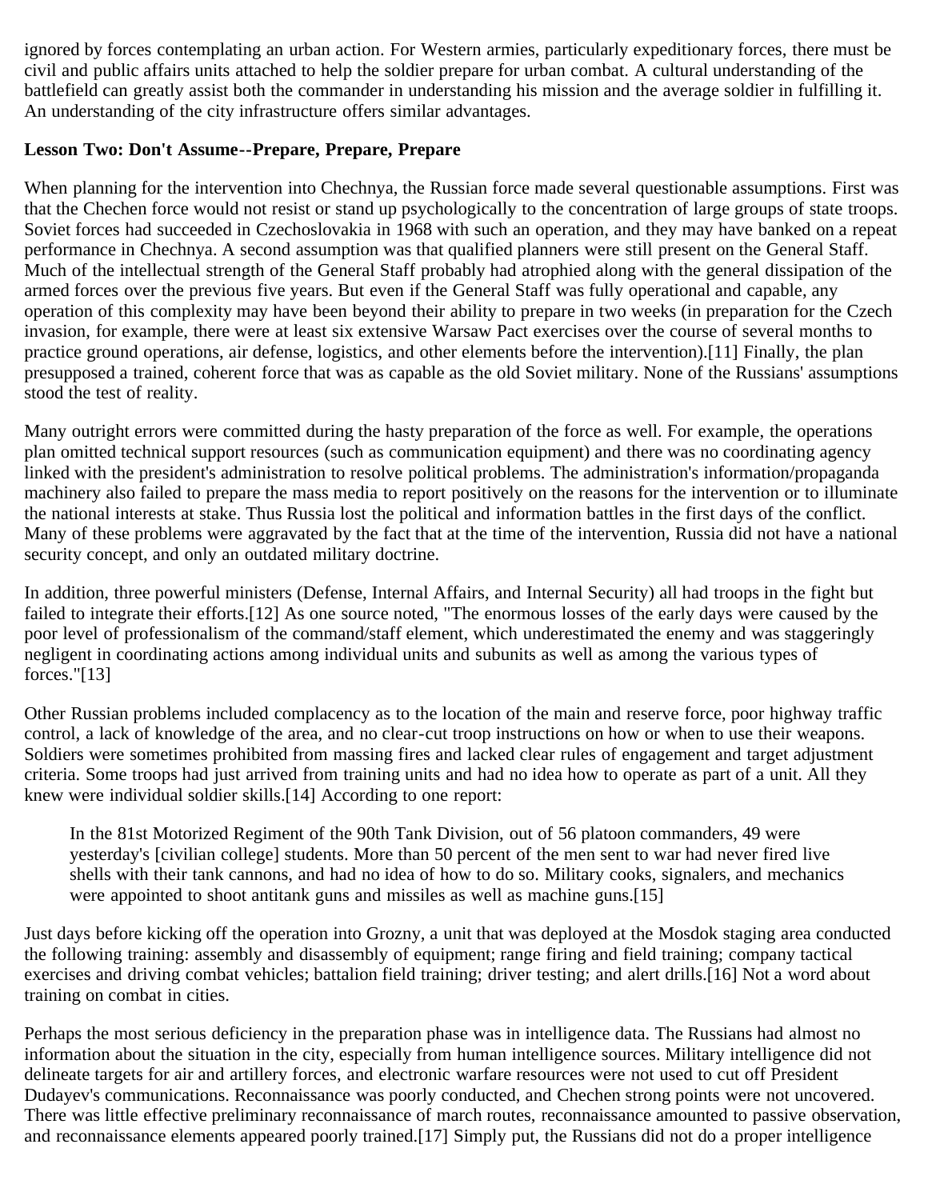ignored by forces contemplating an urban action. For Western armies, particularly expeditionary forces, there must be civil and public affairs units attached to help the soldier prepare for urban combat. A cultural understanding of the battlefield can greatly assist both the commander in understanding his mission and the average soldier in fulfilling it. An understanding of the city infrastructure offers similar advantages.

**Lesson Two: Don't Assume--Prepare, Prepare, Prepare**

When planning for the intervention into Chechnya, the Russian force made several questionable assumptions. First was that the Chechen force would not resist or stand up psychologically to the concentration of large groups of state troops. Soviet forces had succeeded in Czechoslovakia in 1968 with such an operation, and they may have banked on a repeat performance in Chechnya. A second assumption was that qualified planners were still present on the General Staff. Much of the intellectual strength of the General Staff probably had atrophied along with the general dissipation of the armed forces over the previous five years. But even if the General Staff was fully operational and capable, any operation of this complexity may have been beyond their ability to prepare in two weeks (in preparation for the Czech invasion, for example, there were at least six extensive Warsaw Pact exercises over the course of several months to practice ground operations, air defense, logistics, and other elements before the intervention).[11] Finally, the plan presupposed a trained, coherent force that was as capable as the old Soviet military. None of the Russians' assumptions stood the test of reality.

Many outright errors were committed during the hasty preparation of the force as well. For example, the operations plan omitted technical support resources (such as communication equipment) and there was no coordinating agency linked with the president's administration to resolve political problems. The administration's information/propaganda machinery also failed to prepare the mass media to report positively on the reasons for the intervention or to illuminate the national interests at stake. Thus Russia lost the political and information battles in the first days of the conflict. Many of these problems were aggravated by the fact that at the time of the intervention, Russia did not have a national security concept, and only an outdated military doctrine.

In addition, three powerful ministers (Defense, Internal Affairs, and Internal Security) all had troops in the fight but failed to integrate their efforts.[12] As one source noted, "The enormous losses of the early days were caused by the poor level of professionalism of the command/staff element, which underestimated the enemy and was staggeringly negligent in coordinating actions among individual units and subunits as well as among the various types of forces."[13]

Other Russian problems included complacency as to the location of the main and reserve force, poor highway traffic control, a lack of knowledge of the area, and no clear-cut troop instructions on how or when to use their weapons. Soldiers were sometimes prohibited from massing fires and lacked clear rules of engagement and target adjustment criteria. Some troops had just arrived from training units and had no idea how to operate as part of a unit. All they knew were individual soldier skills.[14] According to one report:

> In the 81st Motorized Regiment of the 90th Tank Division, out of 56 platoon commanders, 49 were yesterday's [civilian college] students. More than 50 percent of the men sent to war had never fired live shells with their tank cannons, and had no idea of how to do so. Military cooks, signalers, and mechanics were appointed to shoot antitank guns and missiles as well as machine guns.[15]

Just days before kicking off the operation into Grozny, a unit that was deployed at the Mosdok staging area conducted the following training: assembly and disassembly of equipment; range firing and field training; company tactical exercises and driving combat vehicles; battalion field training; driver testing; and alert drills.[16] Not a word about training on combat in cities.

Perhaps the most serious deficiency in the preparation phase was in intelligence data. The Russians had almost no information about the situation in the city, especially from human intelligence sources. Military intelligence did not delineate targets for air and artillery forces, and electronic warfare resources were not used to cut off President Dudayev's communications. Reconnaissance was poorly conducted, and Chechen strong points were not uncovered. There was little effective preliminary reconnaissance of march routes, reconnaissance amounted to passive observation, and reconnaissance elements appeared poorly trained.[17] Simply put, the Russians did not do a proper intelligence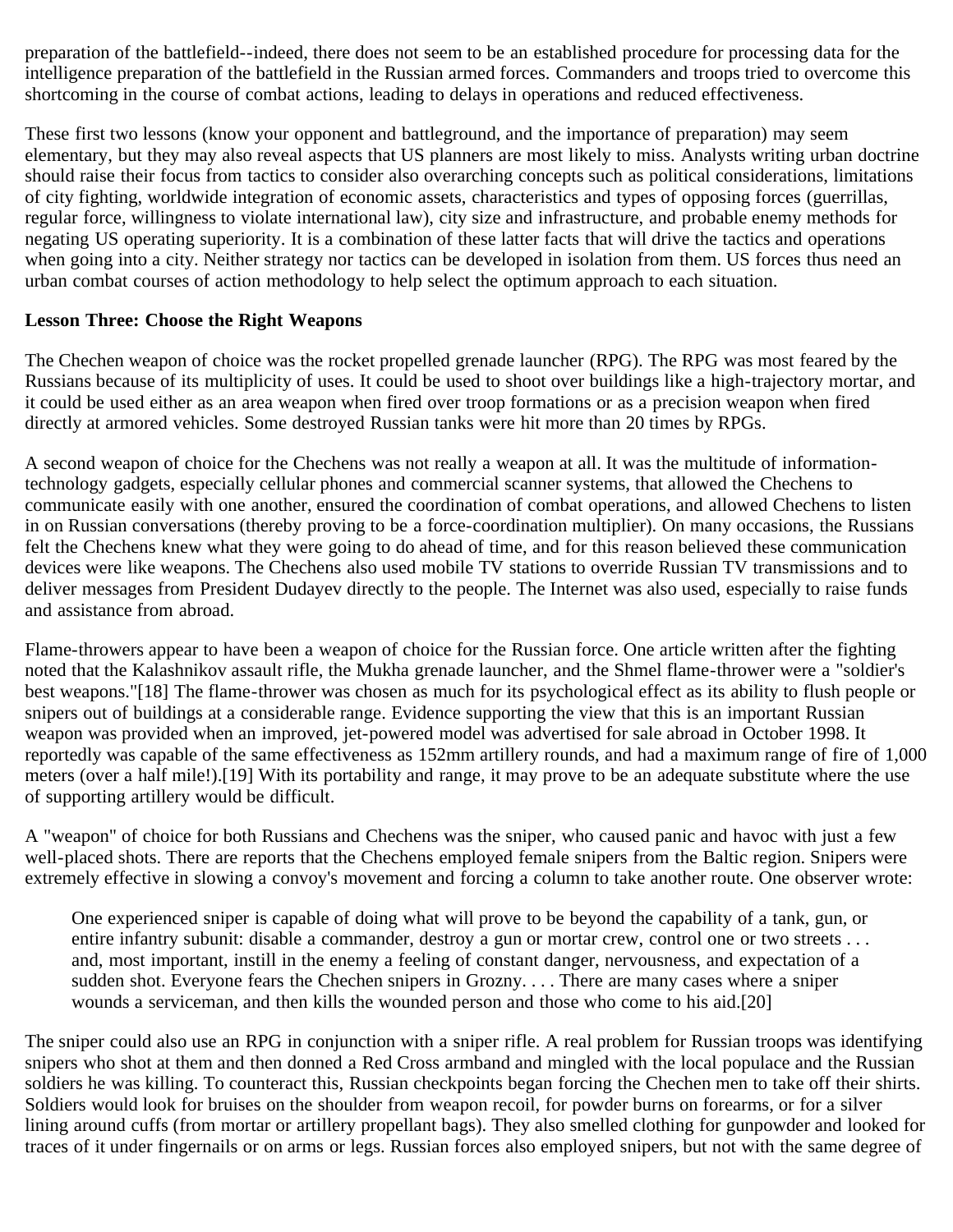preparation of the battlefield--indeed, there does not seem to be an established procedure for processing data for the intelligence preparation of the battlefield in the Russian armed forces. Commanders and troops tried to overcome this shortcoming in the course of combat actions, leading to delays in operations and reduced effectiveness.

These first two lessons (know your opponent and battleground, and the importance of preparation) may seem elementary, but they may also reveal aspects that US planners are most likely to miss. Analysts writing urban doctrine should raise their focus from tactics to consider also overarching concepts such as political considerations, limitations of city fighting, worldwide integration of economic assets, characteristics and types of opposing forces (guerrillas, regular force, willingness to violate international law), city size and infrastructure, and probable enemy methods for negating US operating superiority. It is a combination of these latter facts that will drive the tactics and operations when going into a city. Neither strategy nor tactics can be developed in isolation from them. US forces thus need an urban combat courses of action methodology to help select the optimum approach to each situation.

**Lesson Three: Choose the Right Weapons**

The Chechen weapon of choice was the rocket propelled grenade launcher (RPG). The RPG was most feared by the Russians because of its multiplicity of uses. It could be used to shoot over buildings like a high-trajectory mortar, and it could be used either as an area weapon when fired over troop formations or as a precision weapon when fired directly at armored vehicles. Some destroyed Russian tanks were hit more than 20 times by RPGs.

A second weapon of choice for the Chechens was not really a weapon at all. It was the multitude of information-technology gadgets, especially cellular phones and commercial scanner systems, that allowed the Chechens to communicate easily with one another, ensured the coordination of combat operations, and allowed Chechens to listen in on Russian conversations (thereby proving to be a force-coordination multiplier). On many occasions, the Russians felt the Chechens knew what they were going to do ahead of time, and for this reason believed these communication devices were like weapons. The Chechens also used mobile TV stations to override Russian TV transmissions and to deliver messages from President Dudayev directly to the people. The Internet was also used, especially to raise funds and assistance from abroad.

Flame-throwers appear to have been a weapon of choice for the Russian force. One article written after the fighting noted that the Kalashnikov assault rifle, the Mukha grenade launcher, and the Shmel flame-thrower were a "soldier's best weapons."[18] The flame-thrower was chosen as much for its psychological effect as its ability to flush people or snipers out of buildings at a considerable range. Evidence supporting the view that this is an important Russian weapon was provided when an improved, jet-powered model was advertised for sale abroad in October 1998. It reportedly was capable of the same effectiveness as 152mm artillery rounds, and had a maximum range of fire of 1,000 meters (over a half mile!).[19] With its portability and range, it may prove to be an adequate substitute where the use of supporting artillery would be difficult.

A "weapon" of choice for both Russians and Chechens was the sniper, who caused panic and havoc with just a few well-placed shots. There are reports that the Chechens employed female snipers from the Baltic region. Snipers were extremely effective in slowing a convoy's movement and forcing a column to take another route. One observer wrote:

> One experienced sniper is capable of doing what will prove to be beyond the capability of a tank, gun, or entire infantry subunit: disable a commander, destroy a gun or mortar crew, control one or two streets . . . and, most important, instill in the enemy a feeling of constant danger, nervousness, and expectation of a sudden shot. Everyone fears the Chechen snipers in Grozny. . . . There are many cases where a sniper wounds a serviceman, and then kills the wounded person and those who come to his aid.[20]

The sniper could also use an RPG in conjunction with a sniper rifle. A real problem for Russian troops was identifying snipers who shot at them and then donned a Red Cross armband and mingled with the local populace and the Russian soldiers he was killing. To counteract this, Russian checkpoints began forcing the Chechen men to take off their shirts. Soldiers would look for bruises on the shoulder from weapon recoil, for powder burns on forearms, or for a silver lining around cuffs (from mortar or artillery propellant bags). They also smelled clothing for gunpowder and looked for traces of it under fingernails or on arms or legs. Russian forces also employed snipers, but not with the same degree of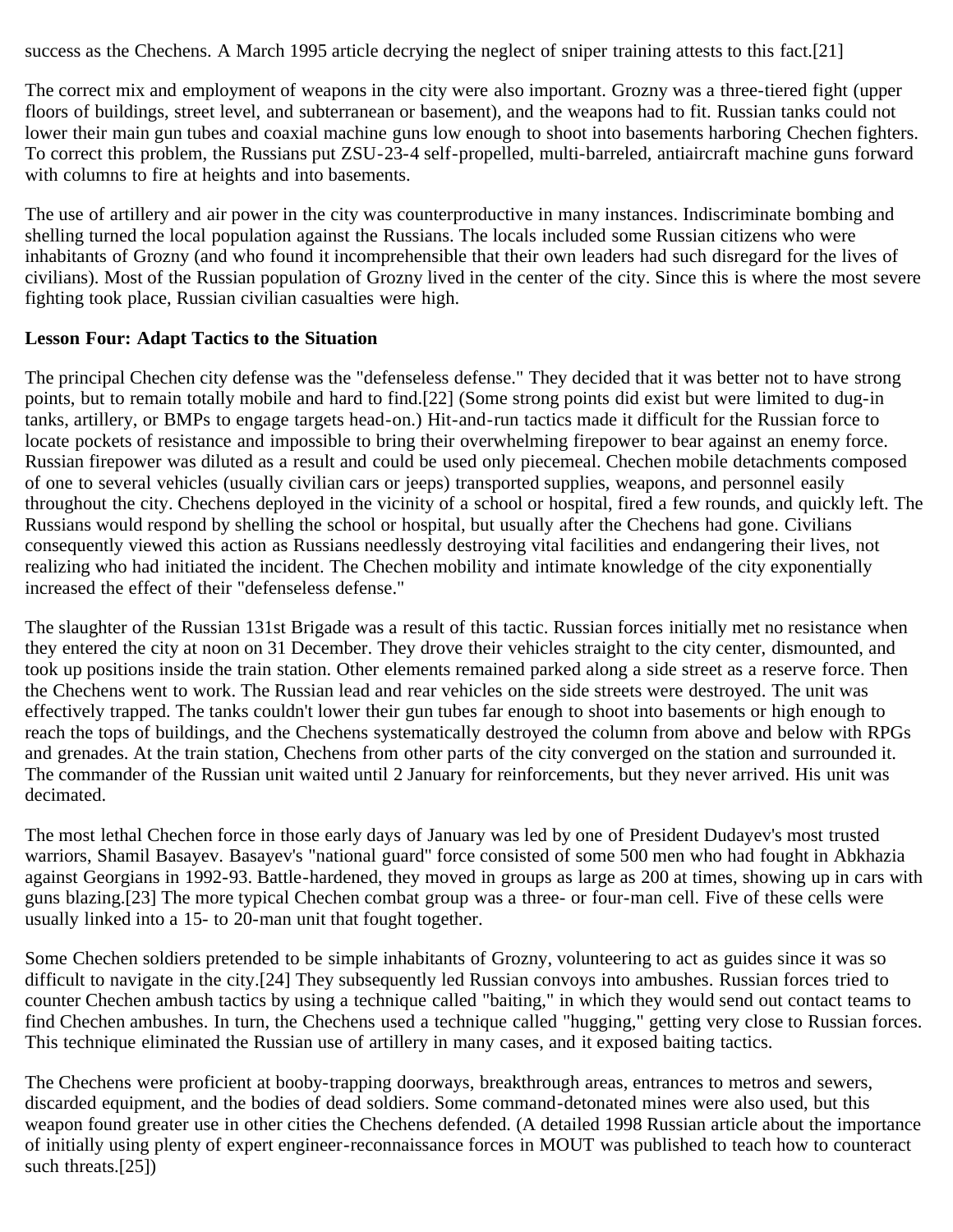success as the Chechens. A March 1995 article decrying the neglect of sniper training attests to this fact.[21]

The correct mix and employment of weapons in the city were also important. Grozny was a three-tiered fight (upper floors of buildings, street level, and subterranean or basement), and the weapons had to fit. Russian tanks could not lower their main gun tubes and coaxial machine guns low enough to shoot into basements harboring Chechen fighters. To correct this problem, the Russians put ZSU-23-4 self-propelled, multi-barreled, antiaircraft machine guns forward with columns to fire at heights and into basements.

The use of artillery and air power in the city was counterproductive in many instances. Indiscriminate bombing and shelling turned the local population against the Russians. The locals included some Russian citizens who were inhabitants of Grozny (and who found it incomprehensible that their own leaders had such disregard for the lives of civilians). Most of the Russian population of Grozny lived in the center of the city. Since this is where the most severe fighting took place, Russian civilian casualties were high.

**Lesson Four: Adapt Tactics to the Situation**

The principal Chechen city defense was the "defenseless defense." They decided that it was better not to have strong points, but to remain totally mobile and hard to find.[22] (Some strong points did exist but were limited to dug-in tanks, artillery, or BMPs to engage targets head-on.) Hit-and-run tactics made it difficult for the Russian force to locate pockets of resistance and impossible to bring their overwhelming firepower to bear against an enemy force. Russian firepower was diluted as a result and could be used only piecemeal. Chechen mobile detachments composed of one to several vehicles (usually civilian cars or jeeps) transported supplies, weapons, and personnel easily throughout the city. Chechens deployed in the vicinity of a school or hospital, fired a few rounds, and quickly left. The Russians would respond by shelling the school or hospital, but usually after the Chechens had gone. Civilians consequently viewed this action as Russians needlessly destroying vital facilities and endangering their lives, not realizing who had initiated the incident. The Chechen mobility and intimate knowledge of the city exponentially increased the effect of their "defenseless defense."

The slaughter of the Russian 131st Brigade was a result of this tactic. Russian forces initially met no resistance when they entered the city at noon on 31 December. They drove their vehicles straight to the city center, dismounted, and took up positions inside the train station. Other elements remained parked along a side street as a reserve force. Then the Chechens went to work. The Russian lead and rear vehicles on the side streets were destroyed. The unit was effectively trapped. The tanks couldn't lower their gun tubes far enough to shoot into basements or high enough to reach the tops of buildings, and the Chechens systematically destroyed the column from above and below with RPGs and grenades. At the train station, Chechens from other parts of the city converged on the station and surrounded it. The commander of the Russian unit waited until 2 January for reinforcements, but they never arrived. His unit was decimated.

The most lethal Chechen force in those early days of January was led by one of President Dudayev's most trusted warriors, Shamil Basayev. Basayev's "national guard" force consisted of some 500 men who had fought in Abkhazia against Georgians in 1992-93. Battle-hardened, they moved in groups as large as 200 at times, showing up in cars with guns blazing.[23] The more typical Chechen combat group was a three- or four-man cell. Five of these cells were usually linked into a 15- to 20-man unit that fought together.

Some Chechen soldiers pretended to be simple inhabitants of Grozny, volunteering to act as guides since it was so difficult to navigate in the city.[24] They subsequently led Russian convoys into ambushes. Russian forces tried to counter Chechen ambush tactics by using a technique called "baiting," in which they would send out contact teams to find Chechen ambushes. In turn, the Chechens used a technique called "hugging," getting very close to Russian forces. This technique eliminated the Russian use of artillery in many cases, and it exposed baiting tactics.

The Chechens were proficient at booby-trapping doorways, breakthrough areas, entrances to metros and sewers, discarded equipment, and the bodies of dead soldiers. Some command-detonated mines were also used, but this weapon found greater use in other cities the Chechens defended. (A detailed 1998 Russian article about the importance of initially using plenty of expert engineer-reconnaissance forces in MOUT was published to teach how to counteract such threats.[25])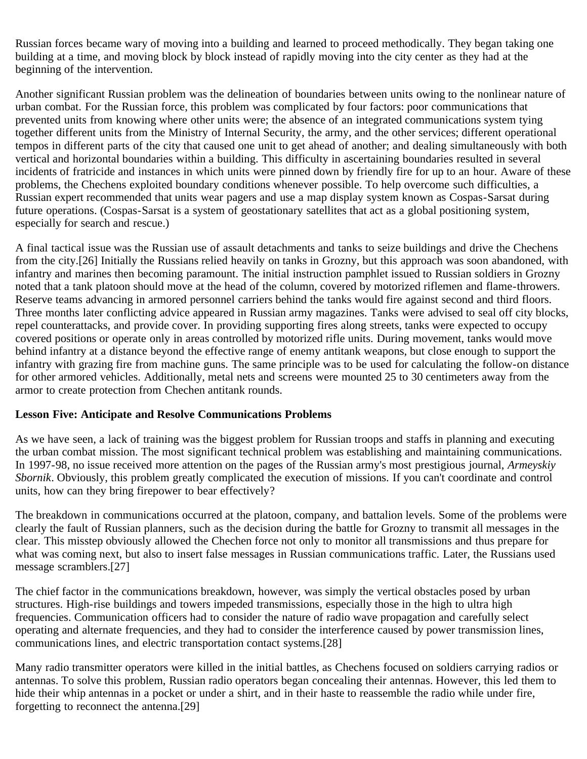Russian forces became wary of moving into a building and learned to proceed methodically. They began taking one building at a time, and moving block by block instead of rapidly moving into the city center as they had at the beginning of the intervention.

Another significant Russian problem was the delineation of boundaries between units owing to the nonlinear nature of urban combat. For the Russian force, this problem was complicated by four factors: poor communications that prevented units from knowing where other units were; the absence of an integrated communications system tying together different units from the Ministry of Internal Security, the army, and the other services; different operational tempos in different parts of the city that caused one unit to get ahead of another; and dealing simultaneously with both vertical and horizontal boundaries within a building. This difficulty in ascertaining boundaries resulted in several incidents of fratricide and instances in which units were pinned down by friendly fire for up to an hour. Aware of these problems, the Chechens exploited boundary conditions whenever possible. To help overcome such difficulties, a Russian expert recommended that units wear pagers and use a map display system known as Cospas-Sarsat during future operations. (Cospas-Sarsat is a system of geostationary satellites that act as a global positioning system, especially for search and rescue.)

A final tactical issue was the Russian use of assault detachments and tanks to seize buildings and drive the Chechens from the city.[26] Initially the Russians relied heavily on tanks in Grozny, but this approach was soon abandoned, with infantry and marines then becoming paramount. The initial instruction pamphlet issued to Russian soldiers in Grozny noted that a tank platoon should move at the head of the column, covered by motorized riflemen and flame-throwers. Reserve teams advancing in armored personnel carriers behind the tanks would fire against second and third floors. Three months later conflicting advice appeared in Russian army magazines. Tanks were advised to seal off city blocks, repel counterattacks, and provide cover. In providing supporting fires along streets, tanks were expected to occupy covered positions or operate only in areas controlled by motorized rifle units. During movement, tanks would move behind infantry at a distance beyond the effective range of enemy antitank weapons, but close enough to support the infantry with grazing fire from machine guns. The same principle was to be used for calculating the follow-on distance for other armored vehicles. Additionally, metal nets and screens were mounted 25 to 30 centimeters away from the armor to create protection from Chechen antitank rounds.

**Lesson Five: Anticipate and Resolve Communications Problems**

As we have seen, a lack of training was the biggest problem for Russian troops and staffs in planning and executing the urban combat mission. The most significant technical problem was establishing and maintaining communications. In 1997-98, no issue received more attention on the pages of the Russian army's most prestigious journal, *Armeyskiy Sbornik*. Obviously, this problem greatly complicated the execution of missions. If you can't coordinate and control units, how can they bring firepower to bear effectively?

The breakdown in communications occurred at the platoon, company, and battalion levels. Some of the problems were clearly the fault of Russian planners, such as the decision during the battle for Grozny to transmit all messages in the clear. This misstep obviously allowed the Chechen force not only to monitor all transmissions and thus prepare for what was coming next, but also to insert false messages in Russian communications traffic. Later, the Russians used message scramblers.[27]

The chief factor in the communications breakdown, however, was simply the vertical obstacles posed by urban structures. High-rise buildings and towers impeded transmissions, especially those in the high to ultra high frequencies. Communication officers had to consider the nature of radio wave propagation and carefully select operating and alternate frequencies, and they had to consider the interference caused by power transmission lines, communications lines, and electric transportation contact systems.[28]

Many radio transmitter operators were killed in the initial battles, as Chechens focused on soldiers carrying radios or antennas. To solve this problem, Russian radio operators began concealing their antennas. However, this led them to hide their whip antennas in a pocket or under a shirt, and in their haste to reassemble the radio while under fire, forgetting to reconnect the antenna.[29]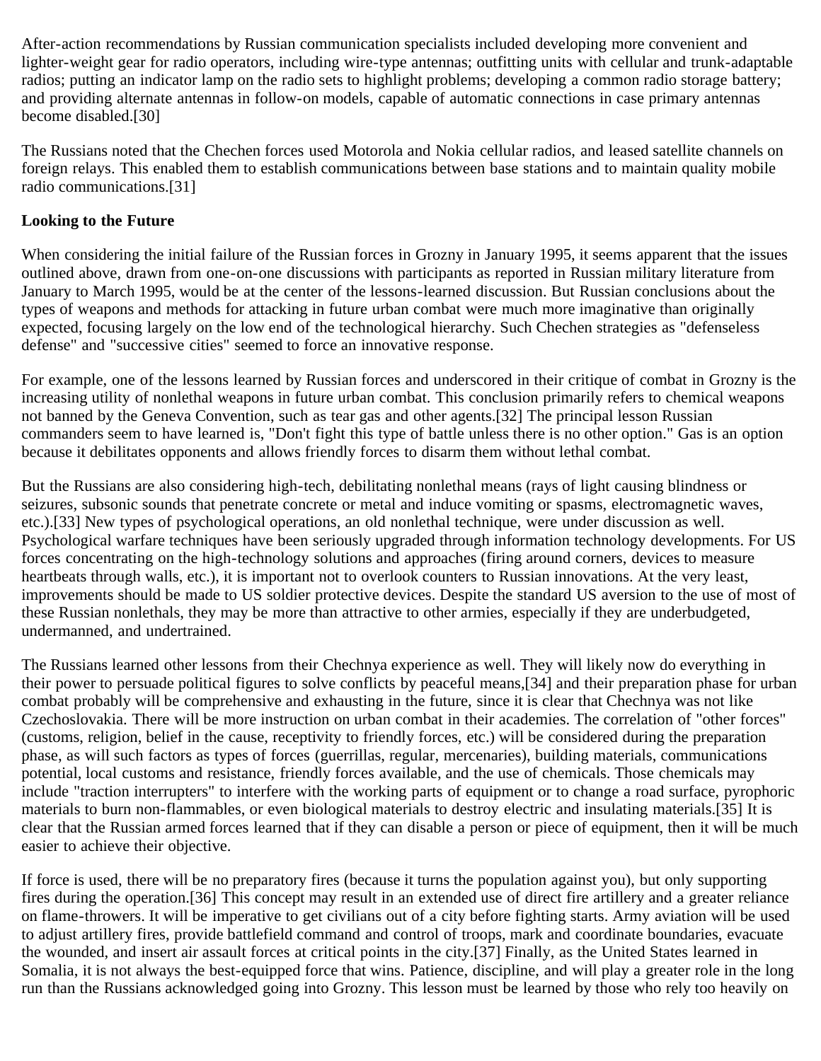After-action recommendations by Russian communication specialists included developing more convenient and lighter-weight gear for radio operators, including wire-type antennas; outfitting units with cellular and trunk-adaptable radios; putting an indicator lamp on the radio sets to highlight problems; developing a common radio storage battery; and providing alternate antennas in follow-on models, capable of automatic connections in case primary antennas become disabled.[30]

The Russians noted that the Chechen forces used Motorola and Nokia cellular radios, and leased satellite channels on foreign relays. This enabled them to establish communications between base stations and to maintain quality mobile radio communications.[31]

**Looking to the Future**

When considering the initial failure of the Russian forces in Grozny in January 1995, it seems apparent that the issues outlined above, drawn from one-on-one discussions with participants as reported in Russian military literature from January to March 1995, would be at the center of the lessons-learned discussion. But Russian conclusions about the types of weapons and methods for attacking in future urban combat were much more imaginative than originally expected, focusing largely on the low end of the technological hierarchy. Such Chechen strategies as "defenseless defense" and "successive cities" seemed to force an innovative response.

For example, one of the lessons learned by Russian forces and underscored in their critique of combat in Grozny is the increasing utility of nonlethal weapons in future urban combat. This conclusion primarily refers to chemical weapons not banned by the Geneva Convention, such as tear gas and other agents.[32] The principal lesson Russian commanders seem to have learned is, "Don't fight this type of battle unless there is no other option." Gas is an option because it debilitates opponents and allows friendly forces to disarm them without lethal combat.

But the Russians are also considering high-tech, debilitating nonlethal means (rays of light causing blindness or seizures, subsonic sounds that penetrate concrete or metal and induce vomiting or spasms, electromagnetic waves, etc.).[33] New types of psychological operations, an old nonlethal technique, were under discussion as well. Psychological warfare techniques have been seriously upgraded through information technology developments. For US forces concentrating on the high-technology solutions and approaches (firing around corners, devices to measure heartbeats through walls, etc.), it is important not to overlook counters to Russian innovations. At the very least, improvements should be made to US soldier protective devices. Despite the standard US aversion to the use of most of these Russian nonlethals, they may be more than attractive to other armies, especially if they are underbudgeted, undermanned, and undertrained.

The Russians learned other lessons from their Chechnya experience as well. They will likely now do everything in their power to persuade political figures to solve conflicts by peaceful means,[34] and their preparation phase for urban combat probably will be comprehensive and exhausting in the future, since it is clear that Chechnya was not like Czechoslovakia. There will be more instruction on urban combat in their academies. The correlation of "other forces" (customs, religion, belief in the cause, receptivity to friendly forces, etc.) will be considered during the preparation phase, as will such factors as types of forces (guerrillas, regular, mercenaries), building materials, communications potential, local customs and resistance, friendly forces available, and the use of chemicals. Those chemicals may include "traction interrupters" to interfere with the working parts of equipment or to change a road surface, pyrophoric materials to burn non-flammables, or even biological materials to destroy electric and insulating materials.[35] It is clear that the Russian armed forces learned that if they can disable a person or piece of equipment, then it will be much easier to achieve their objective.

If force is used, there will be no preparatory fires (because it turns the population against you), but only supporting fires during the operation.[36] This concept may result in an extended use of direct fire artillery and a greater reliance on flame-throwers. It will be imperative to get civilians out of a city before fighting starts. Army aviation will be used to adjust artillery fires, provide battlefield command and control of troops, mark and coordinate boundaries, evacuate the wounded, and insert air assault forces at critical points in the city.[37] Finally, as the United States learned in Somalia, it is not always the best-equipped force that wins. Patience, discipline, and will play a greater role in the long run than the Russians acknowledged going into Grozny. This lesson must be learned by those who rely too heavily on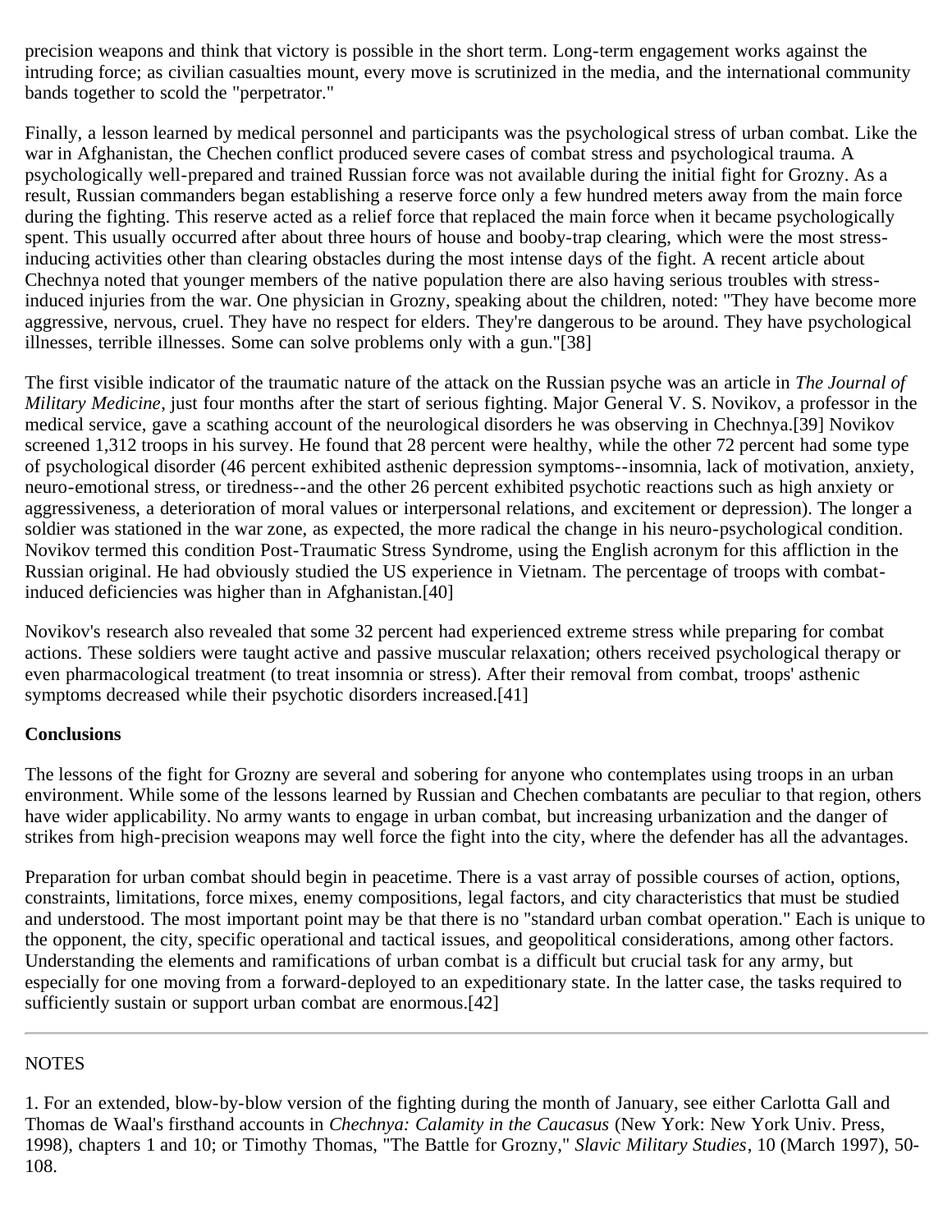precision weapons and think that victory is possible in the short term. Long-term engagement works against the intruding force; as civilian casualties mount, every move is scrutinized in the media, and the international community bands together to scold the "perpetrator."

Finally, a lesson learned by medical personnel and participants was the psychological stress of urban combat. Like the war in Afghanistan, the Chechen conflict produced severe cases of combat stress and psychological trauma. A psychologically well-prepared and trained Russian force was not available during the initial fight for Grozny. As a result, Russian commanders began establishing a reserve force only a few hundred meters away from the main force during the fighting. This reserve acted as a relief force that replaced the main force when it became psychologically spent. This usually occurred after about three hours of house and booby-trap clearing, which were the most stress-inducing activities other than clearing obstacles during the most intense days of the fight. A recent article about Chechnya noted that younger members of the native population there are also having serious troubles with stress-induced injuries from the war. One physician in Grozny, speaking about the children, noted: "They have become more aggressive, nervous, cruel. They have no respect for elders. They're dangerous to be around. They have psychological illnesses, terrible illnesses. Some can solve problems only with a gun."[38]

The first visible indicator of the traumatic nature of the attack on the Russian psyche was an article in *The Journal of Military Medicine*, just four months after the start of serious fighting. Major General V. S. Novikov, a professor in the medical service, gave a scathing account of the neurological disorders he was observing in Chechnya.[39] Novikov screened 1,312 troops in his survey. He found that 28 percent were healthy, while the other 72 percent had some type of psychological disorder (46 percent exhibited asthenic depression symptoms--insomnia, lack of motivation, anxiety, neuro-emotional stress, or tiredness--and the other 26 percent exhibited psychotic reactions such as high anxiety or aggressiveness, a deterioration of moral values or interpersonal relations, and excitement or depression). The longer a soldier was stationed in the war zone, as expected, the more radical the change in his neuro-psychological condition. Novikov termed this condition Post-Traumatic Stress Syndrome, using the English acronym for this affliction in the Russian original. He had obviously studied the US experience in Vietnam. The percentage of troops with combat-induced deficiencies was higher than in Afghanistan.[40]

Novikov's research also revealed that some 32 percent had experienced extreme stress while preparing for combat actions. These soldiers were taught active and passive muscular relaxation; others received psychological therapy or even pharmacological treatment (to treat insomnia or stress). After their removal from combat, troops' asthenic symptoms decreased while their psychotic disorders increased.[41]

**Conclusions**

The lessons of the fight for Grozny are several and sobering for anyone who contemplates using troops in an urban environment. While some of the lessons learned by Russian and Chechen combatants are peculiar to that region, others have wider applicability. No army wants to engage in urban combat, but increasing urbanization and the danger of strikes from high-precision weapons may well force the fight into the city, where the defender has all the advantages.

Preparation for urban combat should begin in peacetime. There is a vast array of possible courses of action, options, constraints, limitations, force mixes, enemy compositions, legal factors, and city characteristics that must be studied and understood. The most important point may be that there is no "standard urban combat operation." Each is unique to the opponent, the city, specific operational and tactical issues, and geopolitical considerations, among other factors. Understanding the elements and ramifications of urban combat is a difficult but crucial task for any army, but especially for one moving from a forward-deployed to an expeditionary state. In the latter case, the tasks required to sufficiently sustain or support urban combat are enormous.[42]

---

NOTES

1. For an extended, blow-by-blow version of the fighting during the month of January, see either Carlotta Gall and Thomas de Waal's firsthand accounts in *Chechnya: Calamity in the Caucasus* (New York: New York Univ. Press, 1998), chapters 1 and 10; or Timothy Thomas, "The Battle for Grozny," *Slavic Military Studies*, 10 (March 1997), 50-108.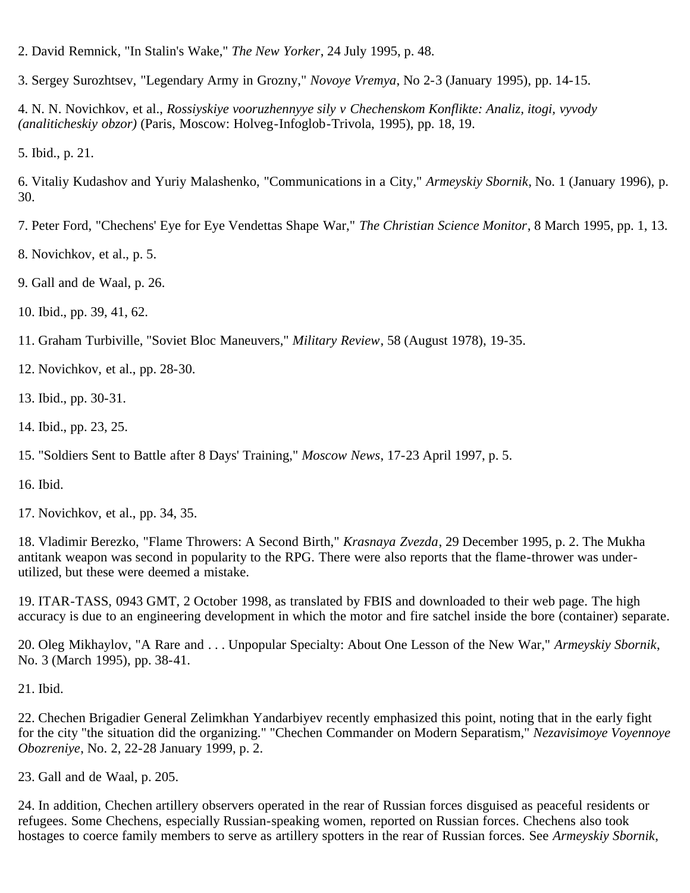2. David Remnick, "In Stalin's Wake," *The New Yorker*, 24 July 1995, p. 48.

3. Sergey Surozhtsev, "Legendary Army in Grozny," *Novoye Vremya*, No 2-3 (January 1995), pp. 14-15.

4. N. N. Novichkov, et al., *Rossiyskiye vooruzhennyye sily v Chechenskom Konflikte: Analiz, itogi, vyvody (analiticheskiy obzor)* (Paris, Moscow: Holveg-Infoglob-Trivola, 1995), pp. 18, 19.

5. Ibid., p. 21.

6. Vitaliy Kudashov and Yuriy Malashenko, "Communications in a City," *Armeyskiy Sbornik*, No. 1 (January 1996), p. 30.

7. Peter Ford, "Chechens' Eye for Eye Vendettas Shape War," *The Christian Science Monitor*, 8 March 1995, pp. 1, 13.

8. Novichkov, et al., p. 5.

9. Gall and de Waal, p. 26.

10. Ibid., pp. 39, 41, 62.

11. Graham Turbiville, "Soviet Bloc Maneuvers," *Military Review*, 58 (August 1978), 19-35.

12. Novichkov, et al., pp. 28-30.

13. Ibid., pp. 30-31.

14. Ibid., pp. 23, 25.

15. "Soldiers Sent to Battle after 8 Days' Training," *Moscow News*, 17-23 April 1997, p. 5.

16. Ibid.

17. Novichkov, et al., pp. 34, 35.

18. Vladimir Berezko, "Flame Throwers: A Second Birth," *Krasnaya Zvezda*, 29 December 1995, p. 2. The Mukha antitank weapon was second in popularity to the RPG. There were also reports that the flame-thrower was under-utilized, but these were deemed a mistake.

19. ITAR-TASS, 0943 GMT, 2 October 1998, as translated by FBIS and downloaded to their web page. The high accuracy is due to an engineering development in which the motor and fire satchel inside the bore (container) separate.

20. Oleg Mikhaylov, "A Rare and . . . Unpopular Specialty: About One Lesson of the New War," *Armeyskiy Sbornik*, No. 3 (March 1995), pp. 38-41.

21. Ibid.

22. Chechen Brigadier General Zelimkhan Yandarbiyev recently emphasized this point, noting that in the early fight for the city "the situation did the organizing." "Chechen Commander on Modern Separatism," *Nezavisimoye Voyennoye Obozreniye*, No. 2, 22-28 January 1999, p. 2.

23. Gall and de Waal, p. 205.

24. In addition, Chechen artillery observers operated in the rear of Russian forces disguised as peaceful residents or refugees. Some Chechens, especially Russian-speaking women, reported on Russian forces. Chechens also took hostages to coerce family members to serve as artillery spotters in the rear of Russian forces. See *Armeyskiy Sbornik*,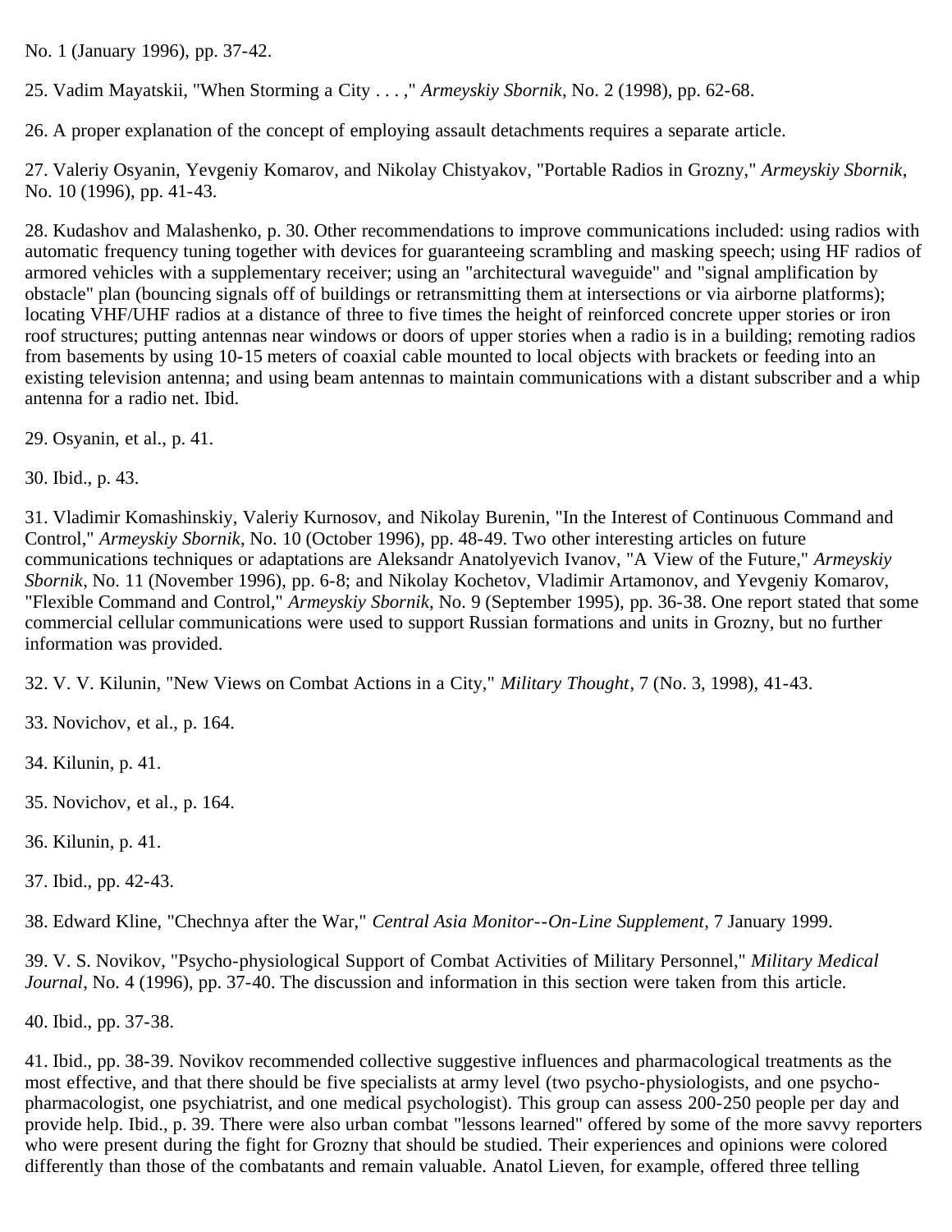No. 1 (January 1996), pp. 37-42.

25. Vadim Mayatskii, "When Storming a City . . . ," *Armeyskiy Sbornik*, No. 2 (1998), pp. 62-68.

26. A proper explanation of the concept of employing assault detachments requires a separate article.

27. Valeriy Osyanin, Yevgeniy Komarov, and Nikolay Chistyakov, "Portable Radios in Grozny," *Armeyskiy Sbornik*, No. 10 (1996), pp. 41-43.

28. Kudashov and Malashenko, p. 30. Other recommendations to improve communications included: using radios with automatic frequency tuning together with devices for guaranteeing scrambling and masking speech; using HF radios of armored vehicles with a supplementary receiver; using an "architectural waveguide" and "signal amplification by obstacle" plan (bouncing signals off of buildings or retransmitting them at intersections or via airborne platforms); locating VHF/UHF radios at a distance of three to five times the height of reinforced concrete upper stories or iron roof structures; putting antennas near windows or doors of upper stories when a radio is in a building; remoting radios from basements by using 10-15 meters of coaxial cable mounted to local objects with brackets or feeding into an existing television antenna; and using beam antennas to maintain communications with a distant subscriber and a whip antenna for a radio net. Ibid.

29. Osyanin, et al., p. 41.

30. Ibid., p. 43.

31. Vladimir Komashinskiy, Valeriy Kurnosov, and Nikolay Burenin, "In the Interest of Continuous Command and Control," *Armeyskiy Sbornik*, No. 10 (October 1996), pp. 48-49. Two other interesting articles on future communications techniques or adaptations are Aleksandr Anatolyevich Ivanov, "A View of the Future," *Armeyskiy Sbornik*, No. 11 (November 1996), pp. 6-8; and Nikolay Kochetov, Vladimir Artamonov, and Yevgeniy Komarov, "Flexible Command and Control," *Armeyskiy Sbornik*, No. 9 (September 1995), pp. 36-38. One report stated that some commercial cellular communications were used to support Russian formations and units in Grozny, but no further information was provided.

32. V. V. Kilunin, "New Views on Combat Actions in a City," *Military Thought*, 7 (No. 3, 1998), 41-43.

33. Novichov, et al., p. 164.

34. Kilunin, p. 41.

35. Novichov, et al., p. 164.

36. Kilunin, p. 41.

37. Ibid., pp. 42-43.

38. Edward Kline, "Chechnya after the War," *Central Asia Monitor--On-Line Supplement*, 7 January 1999.

39. V. S. Novikov, "Psycho-physiological Support of Combat Activities of Military Personnel," *Military Medical Journal*, No. 4 (1996), pp. 37-40. The discussion and information in this section were taken from this article.

40. Ibid., pp. 37-38.

41. Ibid., pp. 38-39. Novikov recommended collective suggestive influences and pharmacological treatments as the most effective, and that there should be five specialists at army level (two psycho-physiologists, and one psycho-pharmacologist, one psychiatrist, and one medical psychologist). This group can assess 200-250 people per day and provide help. Ibid., p. 39. There were also urban combat "lessons learned" offered by some of the more savvy reporters who were present during the fight for Grozny that should be studied. Their experiences and opinions were colored differently than those of the combatants and remain valuable. Anatol Lieven, for example, offered three telling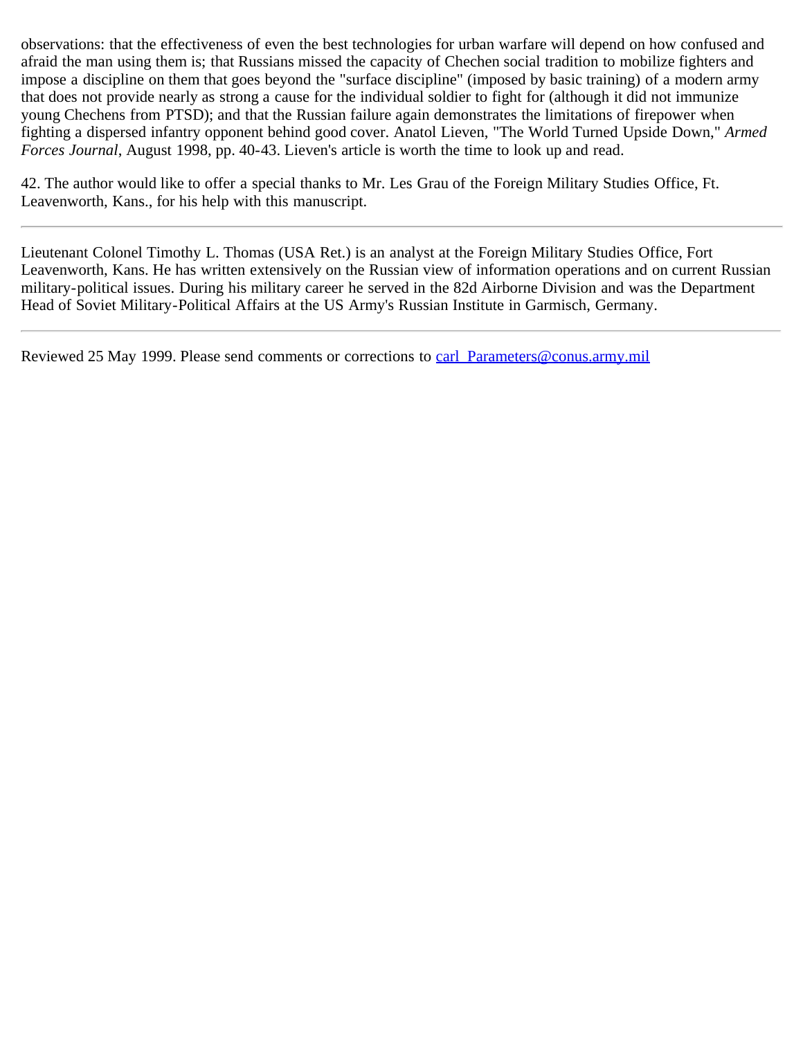observations: that the effectiveness of even the best technologies for urban warfare will depend on how confused and afraid the man using them is; that Russians missed the capacity of Chechen social tradition to mobilize fighters and impose a discipline on them that goes beyond the "surface discipline" (imposed by basic training) of a modern army that does not provide nearly as strong a cause for the individual soldier to fight for (although it did not immunize young Chechens from PTSD); and that the Russian failure again demonstrates the limitations of firepower when fighting a dispersed infantry opponent behind good cover. Anatol Lieven, "The World Turned Upside Down," *Armed Forces Journal*, August 1998, pp. 40-43. Lieven's article is worth the time to look up and read.

42. The author would like to offer a special thanks to Mr. Les Grau of the Foreign Military Studies Office, Ft. Leavenworth, Kans., for his help with this manuscript.

---

Lieutenant Colonel Timothy L. Thomas (USA Ret.) is an analyst at the Foreign Military Studies Office, Fort Leavenworth, Kans. He has written extensively on the Russian view of information operations and on current Russian military-political issues. During his military career he served in the 82d Airborne Division and was the Department Head of Soviet Military-Political Affairs at the US Army's Russian Institute in Garmisch, Germany.

---

Reviewed 25 May 1999. Please send comments or corrections to carl_Parameters@conus.army.mil